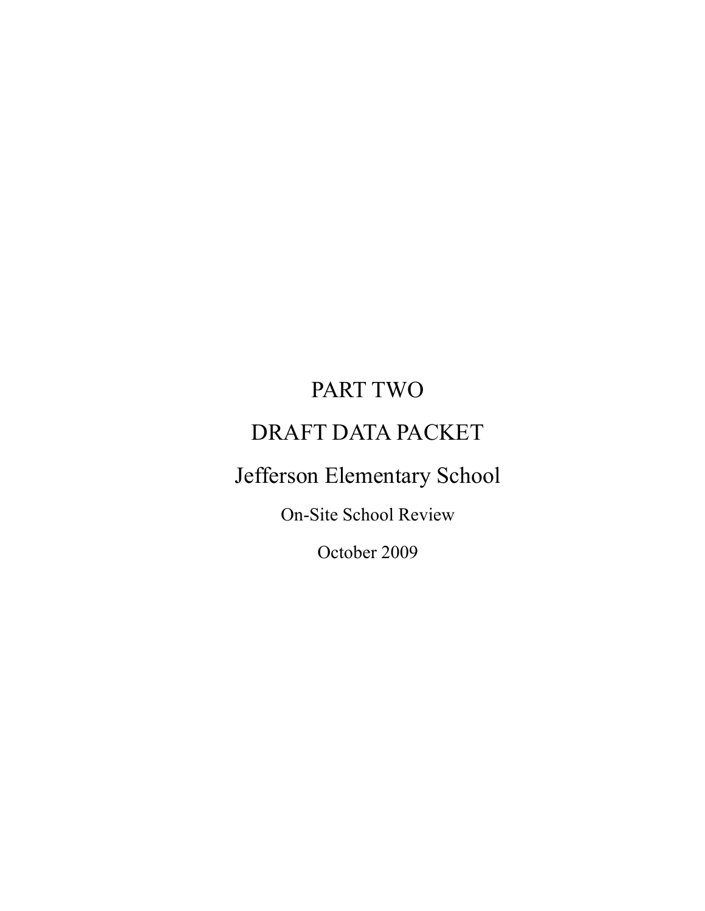# PART TWO

# DRAFT DATA PACKET

# Jefferson Elementary School

On-Site School Review

October 2009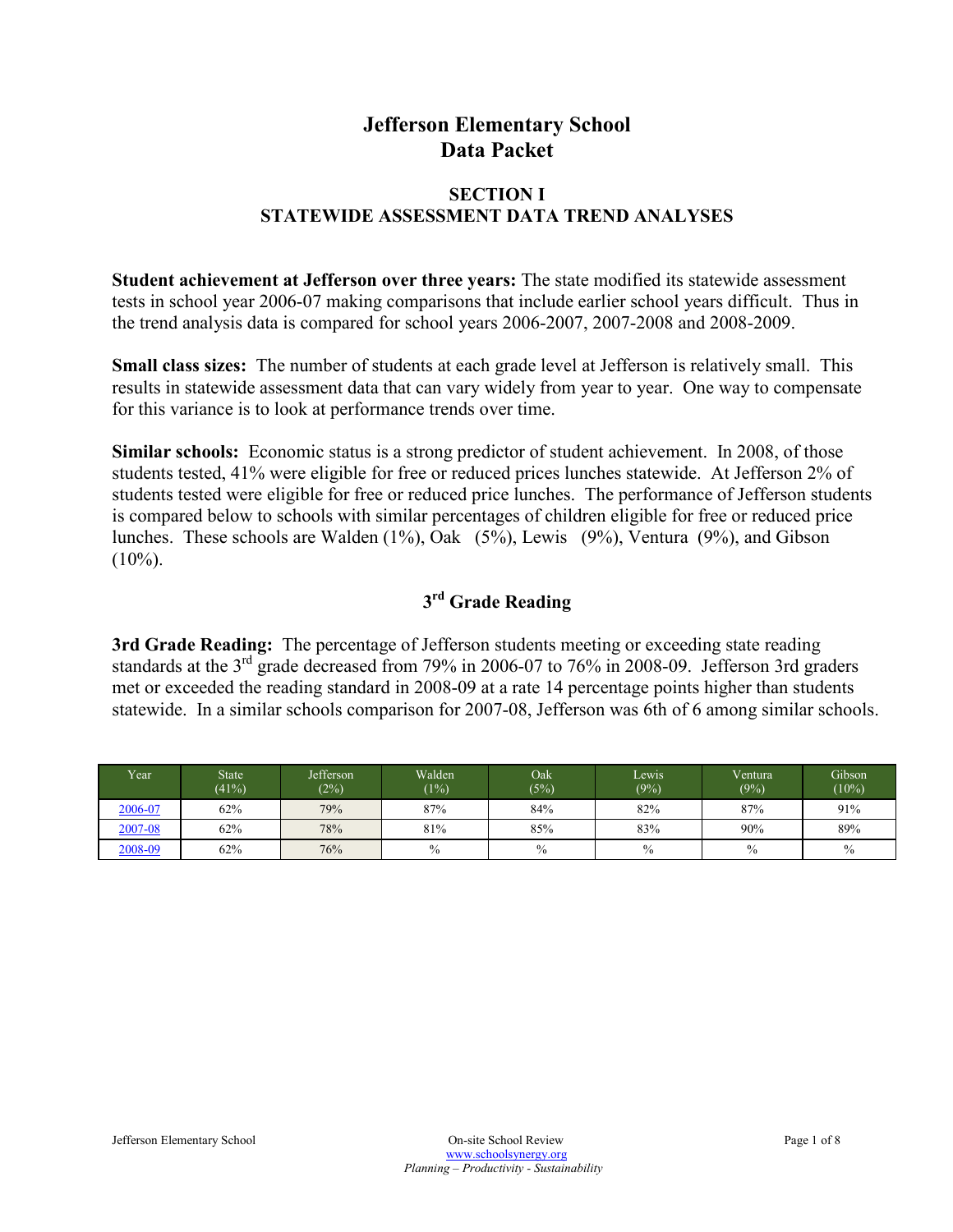# Jefferson Elementary School
# Data Packet

## SECTION I
## STATEWIDE ASSESSMENT DATA TREND ANALYSES

**Student achievement at Jefferson over three years:** The state modified its statewide assessment tests in school year 2006-07 making comparisons that include earlier school years difficult. Thus in the trend analysis data is compared for school years 2006-2007, 2007-2008 and 2008-2009.

**Small class sizes:** The number of students at each grade level at Jefferson is relatively small. This results in statewide assessment data that can vary widely from year to year. One way to compensate for this variance is to look at performance trends over time.

**Similar schools:** Economic status is a strong predictor of student achievement. In 2008, of those students tested, 41% were eligible for free or reduced prices lunches statewide. At Jefferson 2% of students tested were eligible for free or reduced price lunches. The performance of Jefferson students is compared below to schools with similar percentages of children eligible for free or reduced price lunches. These schools are Walden (1%), Oak (5%), Lewis (9%), Ventura (9%), and Gibson (10%).

### 3rd Grade Reading

**3rd Grade Reading:** The percentage of Jefferson students meeting or exceeding state reading standards at the 3rd grade decreased from 79% in 2006-07 to 76% in 2008-09. Jefferson 3rd graders met or exceeded the reading standard in 2008-09 at a rate 14 percentage points higher than students statewide. In a similar schools comparison for 2007-08, Jefferson was 6th of 6 among similar schools.

| Year | State (41%) | Jefferson (2%) | Walden (1%) | Oak (5%) | Lewis (9%) | Ventura (9%) | Gibson (10%) |
|---|---|---|---|---|---|---|---|
| 2006-07 | 62% | 79% | 87% | 84% | 82% | 87% | 91% |
| 2007-08 | 62% | 78% | 81% | 85% | 83% | 90% | 89% |
| 2008-09 | 62% | 76% | % | % | % | % | % |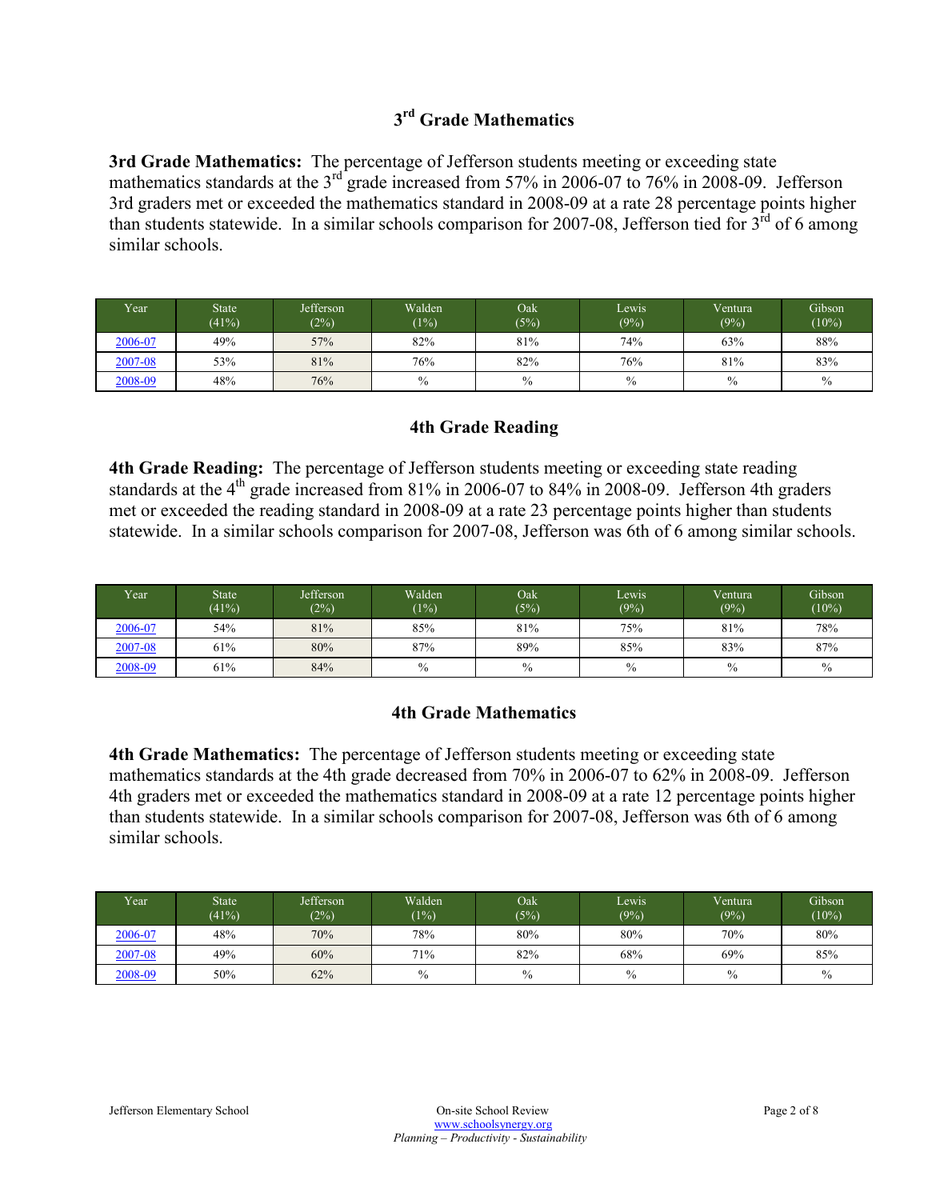## 3rd Grade Mathematics

**3rd Grade Mathematics:** The percentage of Jefferson students meeting or exceeding state mathematics standards at the 3rd grade increased from 57% in 2006-07 to 76% in 2008-09. Jefferson 3rd graders met or exceeded the mathematics standard in 2008-09 at a rate 28 percentage points higher than students statewide. In a similar schools comparison for 2007-08, Jefferson tied for 3rd of 6 among similar schools.

| Year | State (41%) | Jefferson (2%) | Walden (1%) | Oak (5%) | Lewis (9%) | Ventura (9%) | Gibson (10%) |
|---|---|---|---|---|---|---|---|
| 2006-07 | 49% | 57% | 82% | 81% | 74% | 63% | 88% |
| 2007-08 | 53% | 81% | 76% | 82% | 76% | 81% | 83% |
| 2008-09 | 48% | 76% | % | % | % | % | % |

## 4th Grade Reading

**4th Grade Reading:** The percentage of Jefferson students meeting or exceeding state reading standards at the 4th grade increased from 81% in 2006-07 to 84% in 2008-09. Jefferson 4th graders met or exceeded the reading standard in 2008-09 at a rate 23 percentage points higher than students statewide. In a similar schools comparison for 2007-08, Jefferson was 6th of 6 among similar schools.

| Year | State (41%) | Jefferson (2%) | Walden (1%) | Oak (5%) | Lewis (9%) | Ventura (9%) | Gibson (10%) |
|---|---|---|---|---|---|---|---|
| 2006-07 | 54% | 81% | 85% | 81% | 75% | 81% | 78% |
| 2007-08 | 61% | 80% | 87% | 89% | 85% | 83% | 87% |
| 2008-09 | 61% | 84% | % | % | % | % | % |

## 4th Grade Mathematics

**4th Grade Mathematics:** The percentage of Jefferson students meeting or exceeding state mathematics standards at the 4th grade decreased from 70% in 2006-07 to 62% in 2008-09. Jefferson 4th graders met or exceeded the mathematics standard in 2008-09 at a rate 12 percentage points higher than students statewide. In a similar schools comparison for 2007-08, Jefferson was 6th of 6 among similar schools.

| Year | State (41%) | Jefferson (2%) | Walden (1%) | Oak (5%) | Lewis (9%) | Ventura (9%) | Gibson (10%) |
|---|---|---|---|---|---|---|---|
| 2006-07 | 48% | 70% | 78% | 80% | 80% | 70% | 80% |
| 2007-08 | 49% | 60% | 71% | 82% | 68% | 69% | 85% |
| 2008-09 | 50% | 62% | % | % | % | % | % |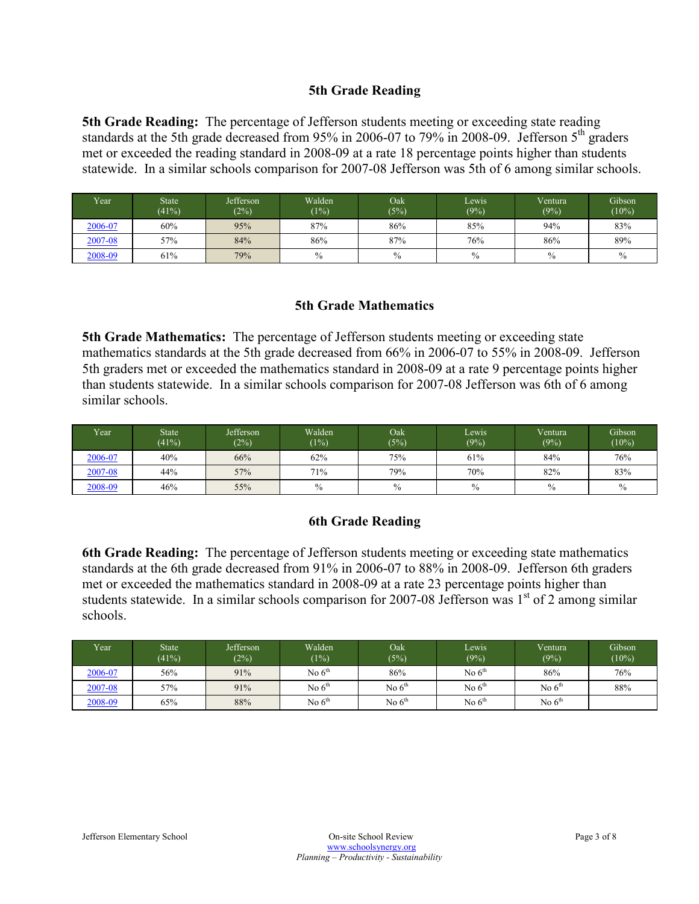## 5th Grade Reading

**5th Grade Reading:** The percentage of Jefferson students meeting or exceeding state reading standards at the 5th grade decreased from 95% in 2006-07 to 79% in 2008-09. Jefferson 5th graders met or exceeded the reading standard in 2008-09 at a rate 18 percentage points higher than students statewide. In a similar schools comparison for 2007-08 Jefferson was 5th of 6 among similar schools.

| Year | State (41%) | Jefferson (2%) | Walden (1%) | Oak (5%) | Lewis (9%) | Ventura (9%) | Gibson (10%) |
|---|---|---|---|---|---|---|---|
| 2006-07 | 60% | 95% | 87% | 86% | 85% | 94% | 83% |
| 2007-08 | 57% | 84% | 86% | 87% | 76% | 86% | 89% |
| 2008-09 | 61% | 79% | % | % | % | % | % |

## 5th Grade Mathematics

**5th Grade Mathematics:** The percentage of Jefferson students meeting or exceeding state mathematics standards at the 5th grade decreased from 66% in 2006-07 to 55% in 2008-09. Jefferson 5th graders met or exceeded the mathematics standard in 2008-09 at a rate 9 percentage points higher than students statewide. In a similar schools comparison for 2007-08 Jefferson was 6th of 6 among similar schools.

| Year | State (41%) | Jefferson (2%) | Walden (1%) | Oak (5%) | Lewis (9%) | Ventura (9%) | Gibson (10%) |
|---|---|---|---|---|---|---|---|
| 2006-07 | 40% | 66% | 62% | 75% | 61% | 84% | 76% |
| 2007-08 | 44% | 57% | 71% | 79% | 70% | 82% | 83% |
| 2008-09 | 46% | 55% | % | % | % | % | % |

## 6th Grade Reading

**6th Grade Reading:** The percentage of Jefferson students meeting or exceeding state mathematics standards at the 6th grade decreased from 91% in 2006-07 to 88% in 2008-09. Jefferson 6th graders met or exceeded the mathematics standard in 2008-09 at a rate 23 percentage points higher than students statewide. In a similar schools comparison for 2007-08 Jefferson was 1st of 2 among similar schools.

| Year | State (41%) | Jefferson (2%) | Walden (1%) | Oak (5%) | Lewis (9%) | Ventura (9%) | Gibson (10%) |
|---|---|---|---|---|---|---|---|
| 2006-07 | 56% | 91% | No 6th | 86% | No 6th | 86% | 76% |
| 2007-08 | 57% | 91% | No 6th | No 6th | No 6th | No 6th | 88% |
| 2008-09 | 65% | 88% | No 6th | No 6th | No 6th | No 6th | |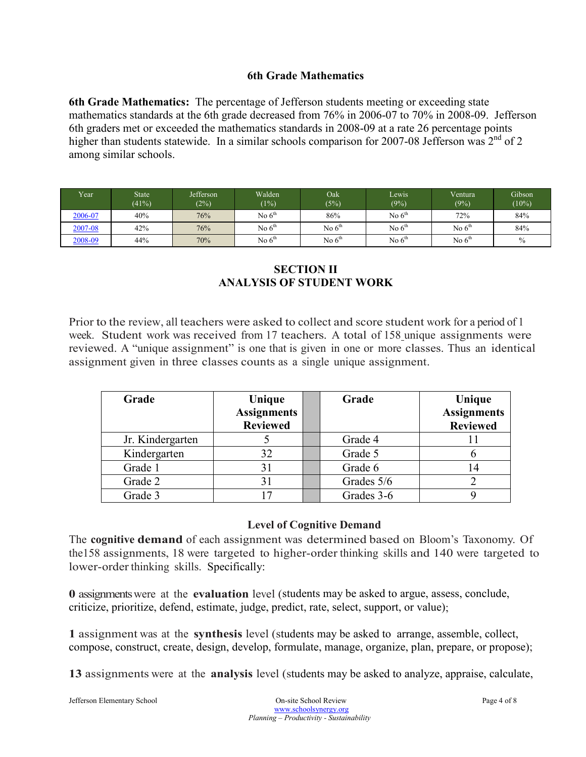## 6th Grade Mathematics

**6th Grade Mathematics:** The percentage of Jefferson students meeting or exceeding state mathematics standards at the 6th grade decreased from 76% in 2006-07 to 70% in 2008-09. Jefferson 6th graders met or exceeded the mathematics standards in 2008-09 at a rate 26 percentage points higher than students statewide. In a similar schools comparison for 2007-08 Jefferson was 2nd of 2 among similar schools.

| Year | State (41%) | Jefferson (2%) | Walden (1%) | Oak (5%) | Lewis (9%) | Ventura (9%) | Gibson (10%) |
|---|---|---|---|---|---|---|---|
| 2006-07 | 40% | 76% | No 6th | 86% | No 6th | 72% | 84% |
| 2007-08 | 42% | 76% | No 6th | No 6th | No 6th | No 6th | 84% |
| 2008-09 | 44% | 70% | No 6th | No 6th | No 6th | No 6th | % |

## SECTION II
## ANALYSIS OF STUDENT WORK

Prior to the review, all teachers were asked to collect and score student work for a period of 1 week. Student work was received from 17 teachers. A total of 158 unique assignments were reviewed. A "unique assignment" is one that is given in one or more classes. Thus an identical assignment given in three classes counts as a single unique assignment.

| Grade | Unique Assignments Reviewed | | Grade | Unique Assignments Reviewed |
|---|---|---|---|---|
| Jr. Kindergarten | 5 | | Grade 4 | 11 |
| Kindergarten | 32 | | Grade 5 | 6 |
| Grade 1 | 31 | | Grade 6 | 14 |
| Grade 2 | 31 | | Grades 5/6 | 2 |
| Grade 3 | 17 | | Grades 3-6 | 9 |

### Level of Cognitive Demand

The **cognitive demand** of each assignment was determined based on Bloom's Taxonomy. Of the158 assignments, 18 were targeted to higher-order thinking skills and 140 were targeted to lower-order thinking skills. Specifically:

**0** assignments were at the **evaluation** level (students may be asked to argue, assess, conclude, criticize, prioritize, defend, estimate, judge, predict, rate, select, support, or value);

**1** assignment was at the **synthesis** level (students may be asked to arrange, assemble, collect, compose, construct, create, design, develop, formulate, manage, organize, plan, prepare, or propose);

**13** assignments were at the **analysis** level (students may be asked to analyze, appraise, calculate,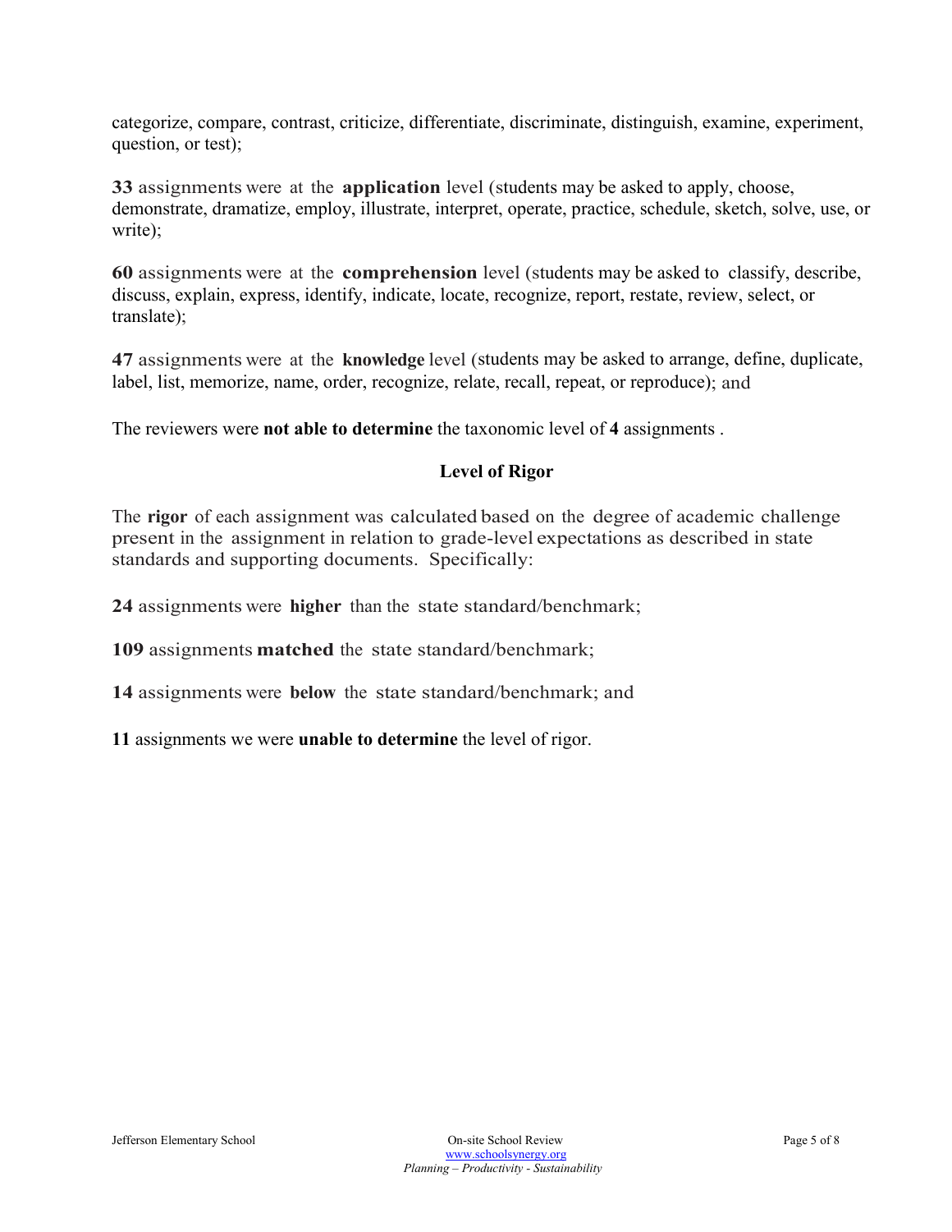categorize, compare, contrast, criticize, differentiate, discriminate, distinguish, examine, experiment, question, or test);

**33** assignments were at the **application** level (students may be asked to apply, choose, demonstrate, dramatize, employ, illustrate, interpret, operate, practice, schedule, sketch, solve, use, or write);

**60** assignments were at the **comprehension** level (students may be asked to classify, describe, discuss, explain, express, identify, indicate, locate, recognize, report, restate, review, select, or translate);

**47** assignments were at the **knowledge** level (students may be asked to arrange, define, duplicate, label, list, memorize, name, order, recognize, relate, recall, repeat, or reproduce); and

The reviewers were **not able to determine** the taxonomic level of **4** assignments .

## Level of Rigor

The **rigor** of each assignment was calculated based on the degree of academic challenge present in the assignment in relation to grade-level expectations as described in state standards and supporting documents. Specifically:

**24** assignments were **higher** than the state standard/benchmark;

**109** assignments **matched** the state standard/benchmark;

**14** assignments were **below** the state standard/benchmark; and

**11** assignments we were **unable to determine** the level of rigor.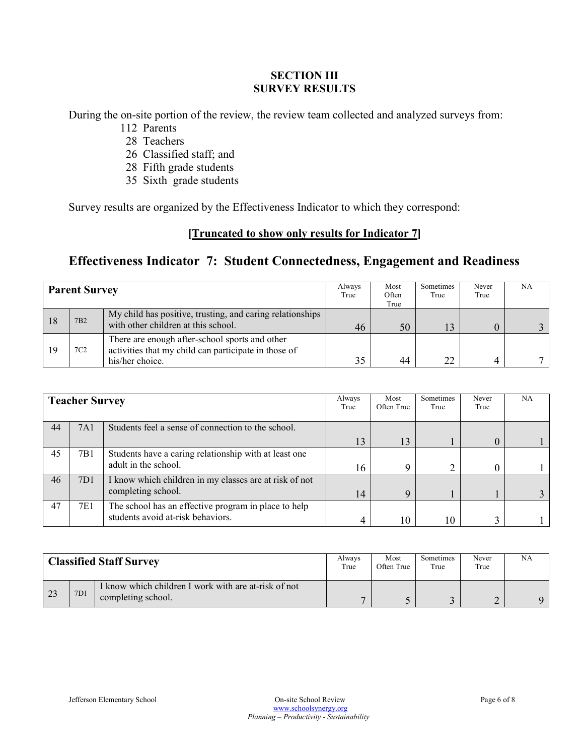## SECTION III
## SURVEY RESULTS

During the on-site portion of the review, the review team collected and analyzed surveys from:

- 112 Parents
- 28 Teachers
- 26 Classified staff; and
- 28 Fifth grade students
- 35 Sixth grade students

Survey results are organized by the Effectiveness Indicator to which they correspond:

**[Truncated to show only results for Indicator 7]**

## Effectiveness Indicator 7: Student Connectedness, Engagement and Readiness

| **Parent Survey** | | | Always True | Most Often True | Sometimes True | Never True | NA |
|---|---|---|---|---|---|---|---|
| 18 | 7B2 | My child has positive, trusting, and caring relationships with other children at this school. | 46 | 50 | 13 | 0 | 3 |
| 19 | 7C2 | There are enough after-school sports and other activities that my child can participate in those of his/her choice. | 35 | 44 | 22 | 4 | 7 |

| **Teacher Survey** | | | Always True | Most Often True | Sometimes True | Never True | NA |
|---|---|---|---|---|---|---|---|
| 44 | 7A1 | Students feel a sense of connection to the school. | 13 | 13 | 1 | 0 | 1 |
| 45 | 7B1 | Students have a caring relationship with at least one adult in the school. | 16 | 9 | 2 | 0 | 1 |
| 46 | 7D1 | I know which children in my classes are at risk of not completing school. | 14 | 9 | 1 | 1 | 3 |
| 47 | 7E1 | The school has an effective program in place to help students avoid at-risk behaviors. | 4 | 10 | 10 | 3 | 1 |

| **Classified Staff Survey** | | | Always True | Most Often True | Sometimes True | Never True | NA |
|---|---|---|---|---|---|---|---|
| 23 | 7D1 | I know which children I work with are at-risk of not completing school. | 7 | 5 | 3 | 2 | 9 |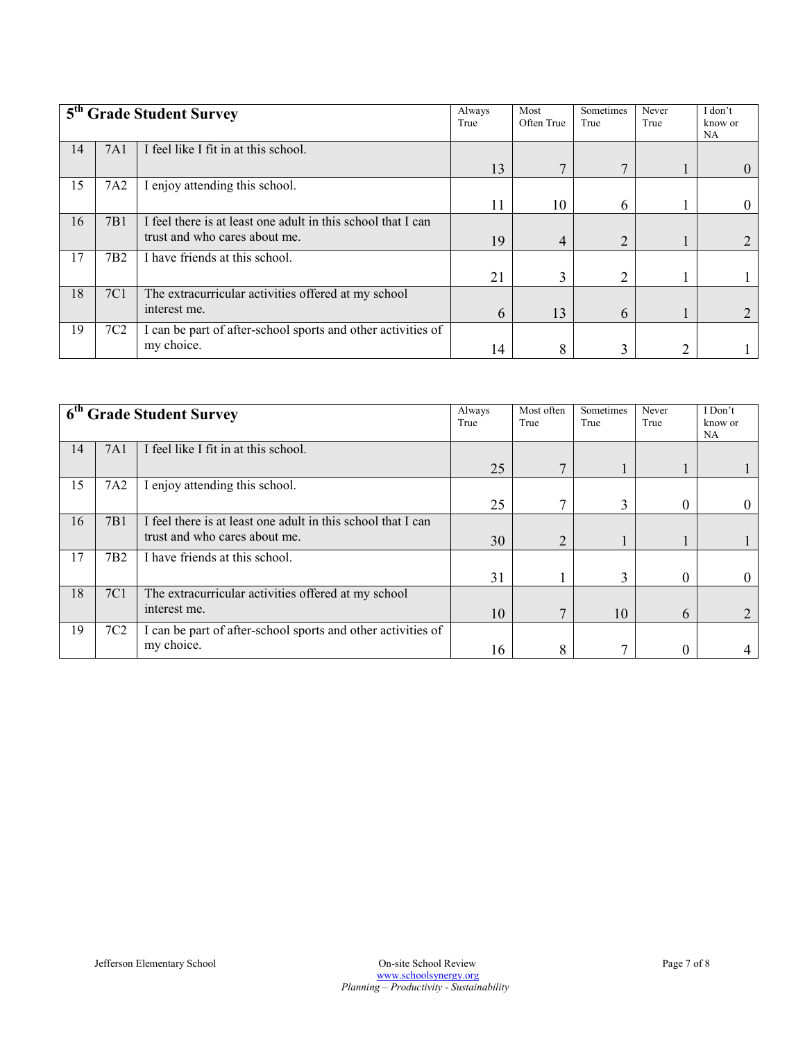| 5th Grade Student Survey | | | Always True | Most Often True | Sometimes True | Never True | I don't know or NA |
|---|---|---|---|---|---|---|---|
| 14 | 7A1 | I feel like I fit in at this school. | 13 | 7 | 7 | 1 | 0 |
| 15 | 7A2 | I enjoy attending this school. | 11 | 10 | 6 | 1 | 0 |
| 16 | 7B1 | I feel there is at least one adult in this school that I can trust and who cares about me. | 19 | 4 | 2 | 1 | 2 |
| 17 | 7B2 | I have friends at this school. | 21 | 3 | 2 | 1 | 1 |
| 18 | 7C1 | The extracurricular activities offered at my school interest me. | 6 | 13 | 6 | 1 | 2 |
| 19 | 7C2 | I can be part of after-school sports and other activities of my choice. | 14 | 8 | 3 | 2 | 1 |

| 6th Grade Student Survey | | | Always True | Most often True | Sometimes True | Never True | I Don't know or NA |
|---|---|---|---|---|---|---|---|
| 14 | 7A1 | I feel like I fit in at this school. | 25 | 7 | 1 | 1 | 1 |
| 15 | 7A2 | I enjoy attending this school. | 25 | 7 | 3 | 0 | 0 |
| 16 | 7B1 | I feel there is at least one adult in this school that I can trust and who cares about me. | 30 | 2 | 1 | 1 | 1 |
| 17 | 7B2 | I have friends at this school. | 31 | 1 | 3 | 0 | 0 |
| 18 | 7C1 | The extracurricular activities offered at my school interest me. | 10 | 7 | 10 | 6 | 2 |
| 19 | 7C2 | I can be part of after-school sports and other activities of my choice. | 16 | 8 | 7 | 0 | 4 |